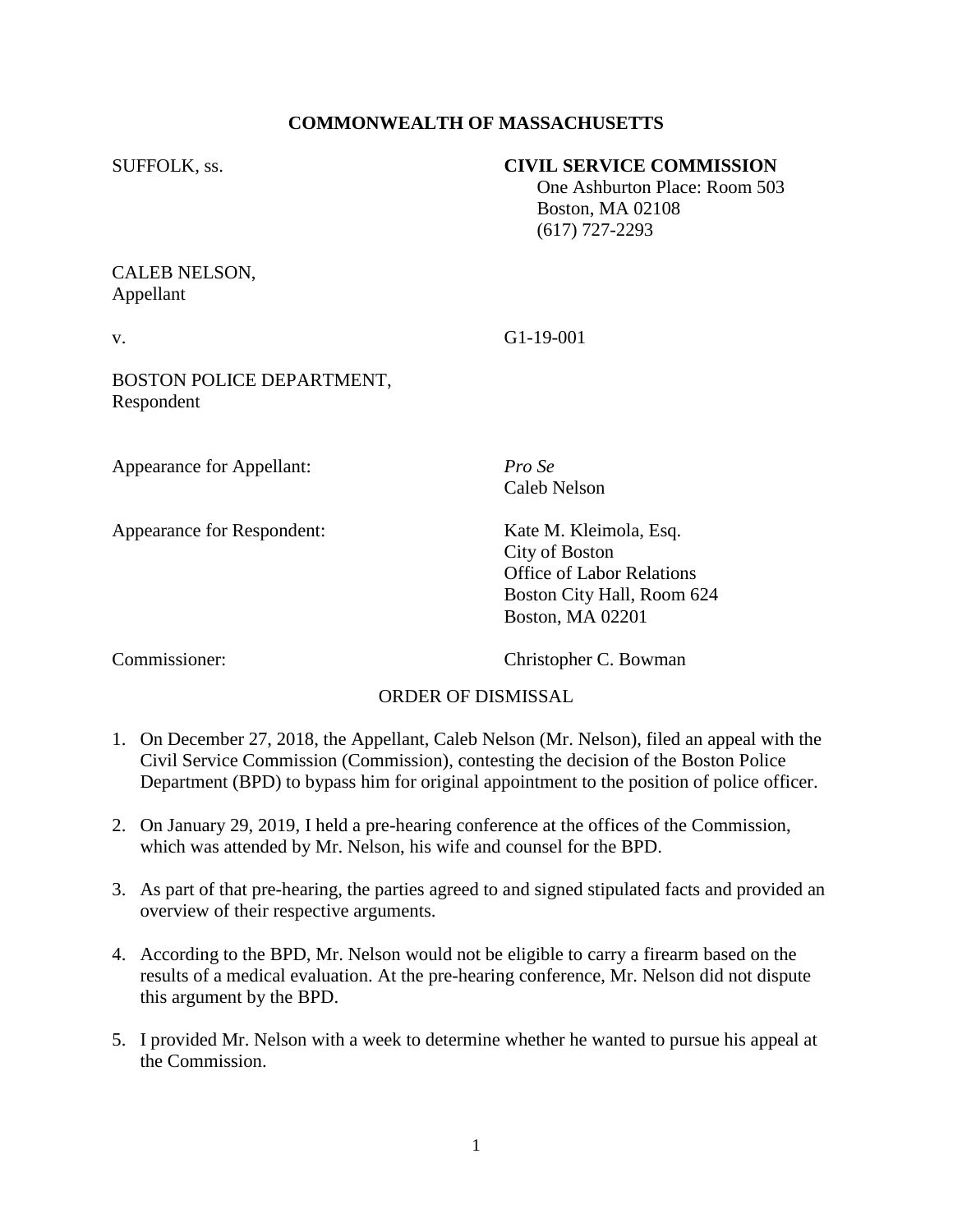**COMMONWEALTH OF MASSACHUSETTS**

SUFFOLK, ss.

**CIVIL SERVICE COMMISSION**
One Ashburton Place: Room 503
Boston, MA 02108
(617) 727-2293

CALEB NELSON,
Appellant

v. G1-19-001

BOSTON POLICE DEPARTMENT,
Respondent

Appearance for Appellant: *Pro Se*
Caleb Nelson

Appearance for Respondent: Kate M. Kleimola, Esq.
City of Boston
Office of Labor Relations
Boston City Hall, Room 624
Boston, MA 02201

Commissioner: Christopher C. Bowman

ORDER OF DISMISSAL

1. On December 27, 2018, the Appellant, Caleb Nelson (Mr. Nelson), filed an appeal with the Civil Service Commission (Commission), contesting the decision of the Boston Police Department (BPD) to bypass him for original appointment to the position of police officer.

2. On January 29, 2019, I held a pre-hearing conference at the offices of the Commission, which was attended by Mr. Nelson, his wife and counsel for the BPD.

3. As part of that pre-hearing, the parties agreed to and signed stipulated facts and provided an overview of their respective arguments.

4. According to the BPD, Mr. Nelson would not be eligible to carry a firearm based on the results of a medical evaluation. At the pre-hearing conference, Mr. Nelson did not dispute this argument by the BPD.

5. I provided Mr. Nelson with a week to determine whether he wanted to pursue his appeal at the Commission.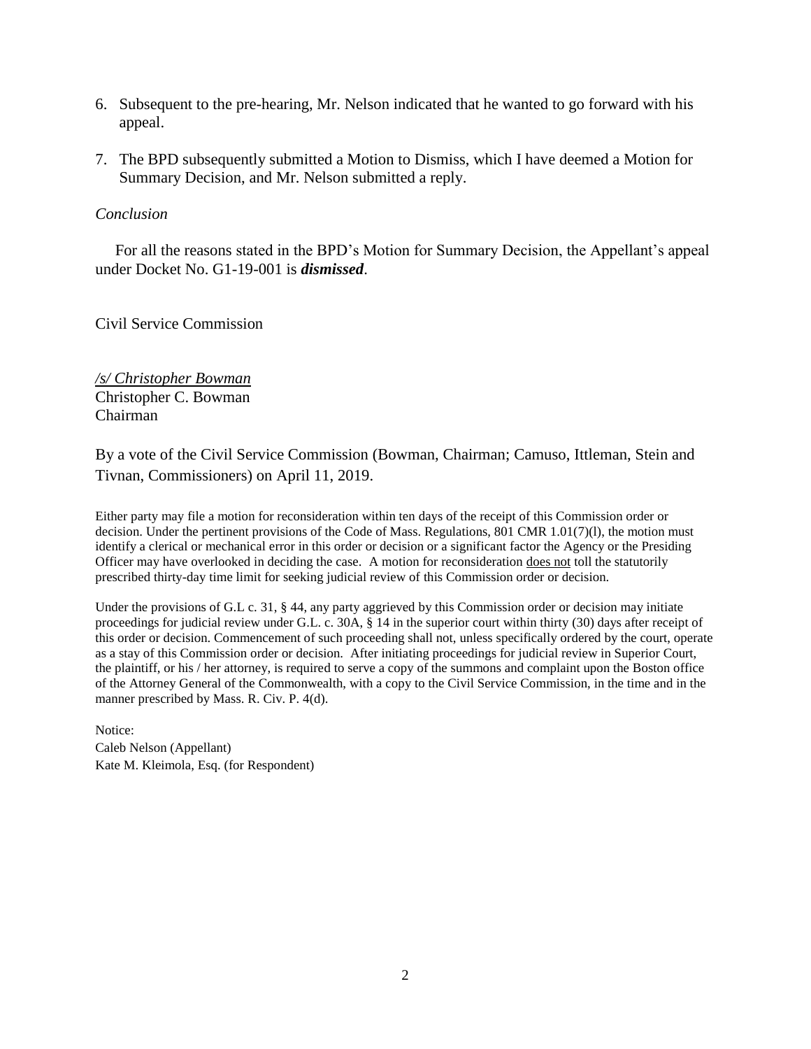6. Subsequent to the pre-hearing, Mr. Nelson indicated that he wanted to go forward with his appeal.

7. The BPD subsequently submitted a Motion to Dismiss, which I have deemed a Motion for Summary Decision, and Mr. Nelson submitted a reply.

*Conclusion*

For all the reasons stated in the BPD's Motion for Summary Decision, the Appellant's appeal under Docket No. G1-19-001 is ***dismissed***.

Civil Service Commission

*/s/ Christopher Bowman*
Christopher C. Bowman
Chairman

By a vote of the Civil Service Commission (Bowman, Chairman; Camuso, Ittleman, Stein and Tivnan, Commissioners) on April 11, 2019.

Either party may file a motion for reconsideration within ten days of the receipt of this Commission order or decision. Under the pertinent provisions of the Code of Mass. Regulations, 801 CMR 1.01(7)(l), the motion must identify a clerical or mechanical error in this order or decision or a significant factor the Agency or the Presiding Officer may have overlooked in deciding the case. A motion for reconsideration does not toll the statutorily prescribed thirty-day time limit for seeking judicial review of this Commission order or decision.

Under the provisions of G.L c. 31, § 44, any party aggrieved by this Commission order or decision may initiate proceedings for judicial review under G.L. c. 30A, § 14 in the superior court within thirty (30) days after receipt of this order or decision. Commencement of such proceeding shall not, unless specifically ordered by the court, operate as a stay of this Commission order or decision. After initiating proceedings for judicial review in Superior Court, the plaintiff, or his / her attorney, is required to serve a copy of the summons and complaint upon the Boston office of the Attorney General of the Commonwealth, with a copy to the Civil Service Commission, in the time and in the manner prescribed by Mass. R. Civ. P. 4(d).

Notice:
Caleb Nelson (Appellant)
Kate M. Kleimola, Esq. (for Respondent)